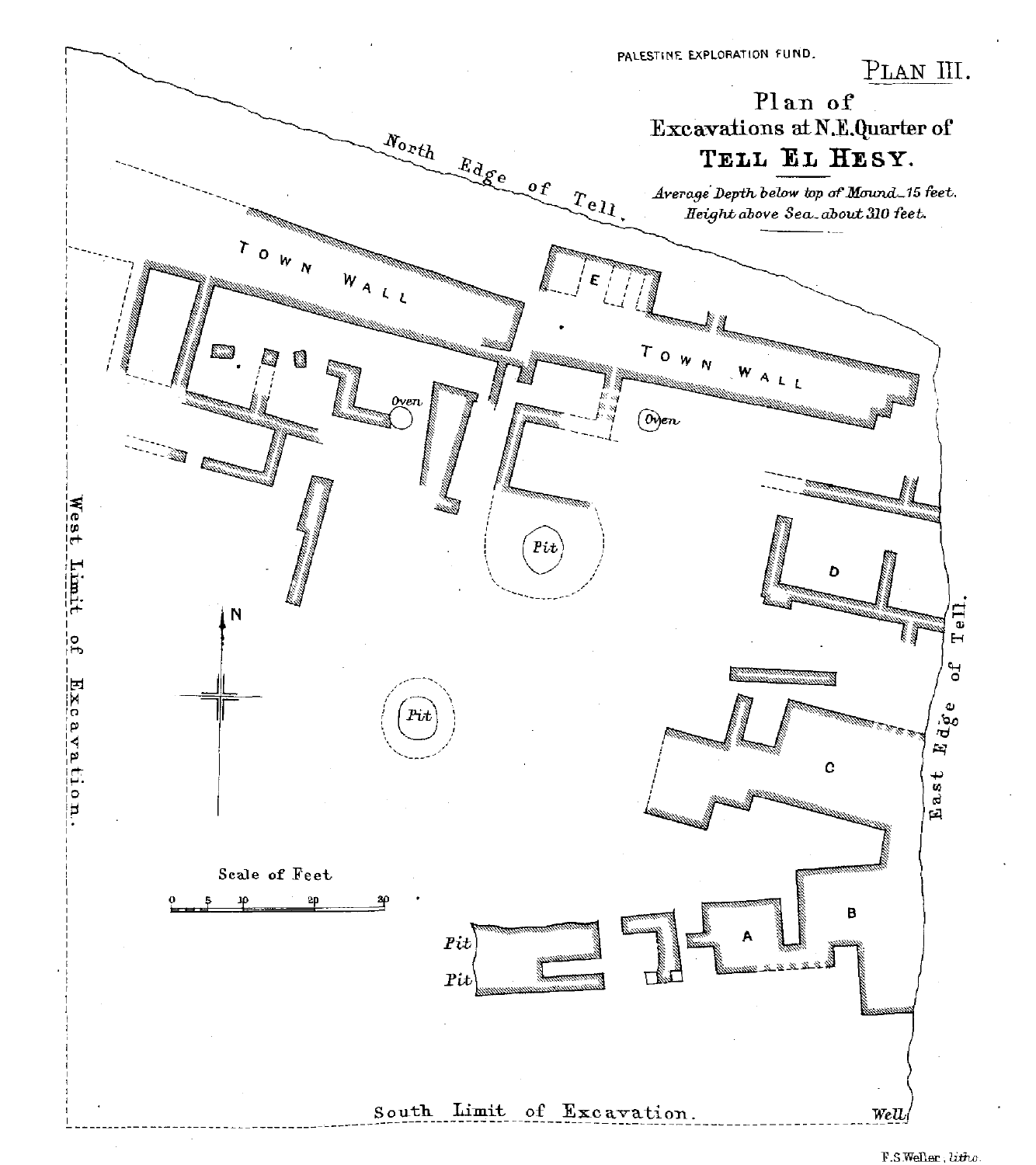PALESTINE EXPLORATION FUND.

PLAN III.

# Plan of Excavations at N.E. Quarter of TELL EL HESY.

*Average Depth below top of Mound – 15 feet.*
*Height above Sea – about 310 feet.*

North Edge of Tell.

TOWN WALL

E

TOWN WALL

Oven

Oven

Pit

D

East Edge of Tell.

West Limit of Excavation.

N

Pit

C

Scale of Feet

0 5 10 20 30

B

A

Pit

Pit

South Limit of Excavation.

Well

F.S. Weller, litho.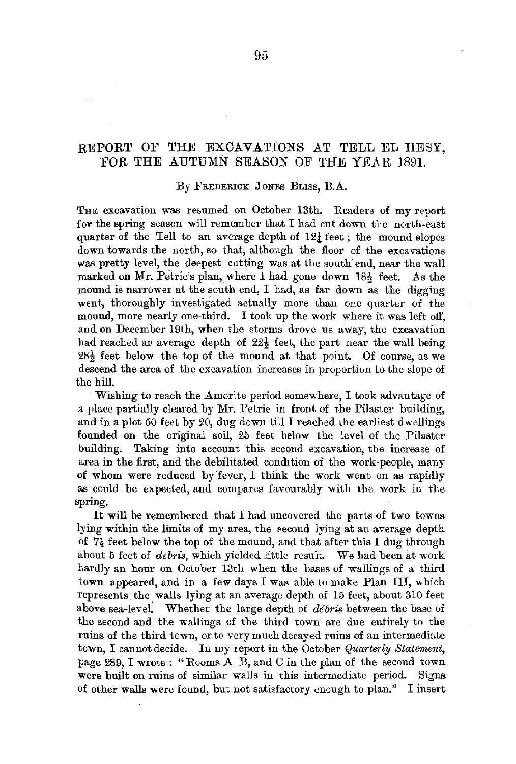# REPORT OF THE EXCAVATIONS AT TELL EL HESY, FOR THE AUTUMN SEASON OF THE YEAR 1891.

By Frederick Jones Bliss, B.A.

The excavation was resumed on October 13th. Readers of my report for the spring season will remember that I had cut down the north-east quarter of the Tell to an average depth of 12¼ feet; the mound slopes down towards the north, so that, although the floor of the excavations was pretty level, the deepest cutting was at the south end, near the wall marked on Mr. Petrie's plan, where I had gone down 18½ feet. As the mound is narrower at the south end, I had, as far down as the digging went, thoroughly investigated actually more than one quarter of the mound, more nearly one-third. I took up the work where it was left off, and on December 19th, when the storms drove us away, the excavation had reached an average depth of 22½ feet, the part near the wall being 28½ feet below the top of the mound at that point. Of course, as we descend the area of the excavation increases in proportion to the slope of the hill.

Wishing to reach the Amorite period somewhere, I took advantage of a place partially cleared by Mr. Petrie in front of the Pilaster building, and in a plot 50 feet by 20, dug down till I reached the earliest dwellings founded on the original soil, 25 feet below the level of the Pilaster building. Taking into account this second excavation, the increase of area in the first, and the debilitated condition of the work-people, many of whom were reduced by fever, I think the work went on as rapidly as could be expected, and compares favourably with the work in the spring.

It will be remembered that I had uncovered the parts of two towns lying within the limits of my area, the second lying at an average depth of 7½ feet below the top of the mound, and that after this I dug through about 5 feet of *debris*, which yielded little result. We had been at work hardly an hour on October 13th when the bases of wallings of a third town appeared, and in a few days I was able to make Plan III, which represents the walls lying at an average depth of 15 feet, about 310 feet above sea-level. Whether the large depth of *débris* between the base of the second and the wallings of the third town are due entirely to the ruins of the third town, or to very much decayed ruins of an intermediate town, I cannot decide. In my report in the October *Quarterly Statement*, page 289, I wrote: "Rooms A B, and C in the plan of the second town were built on ruins of similar walls in this intermediate period. Signs of other walls were found, but not satisfactory enough to plan." I insert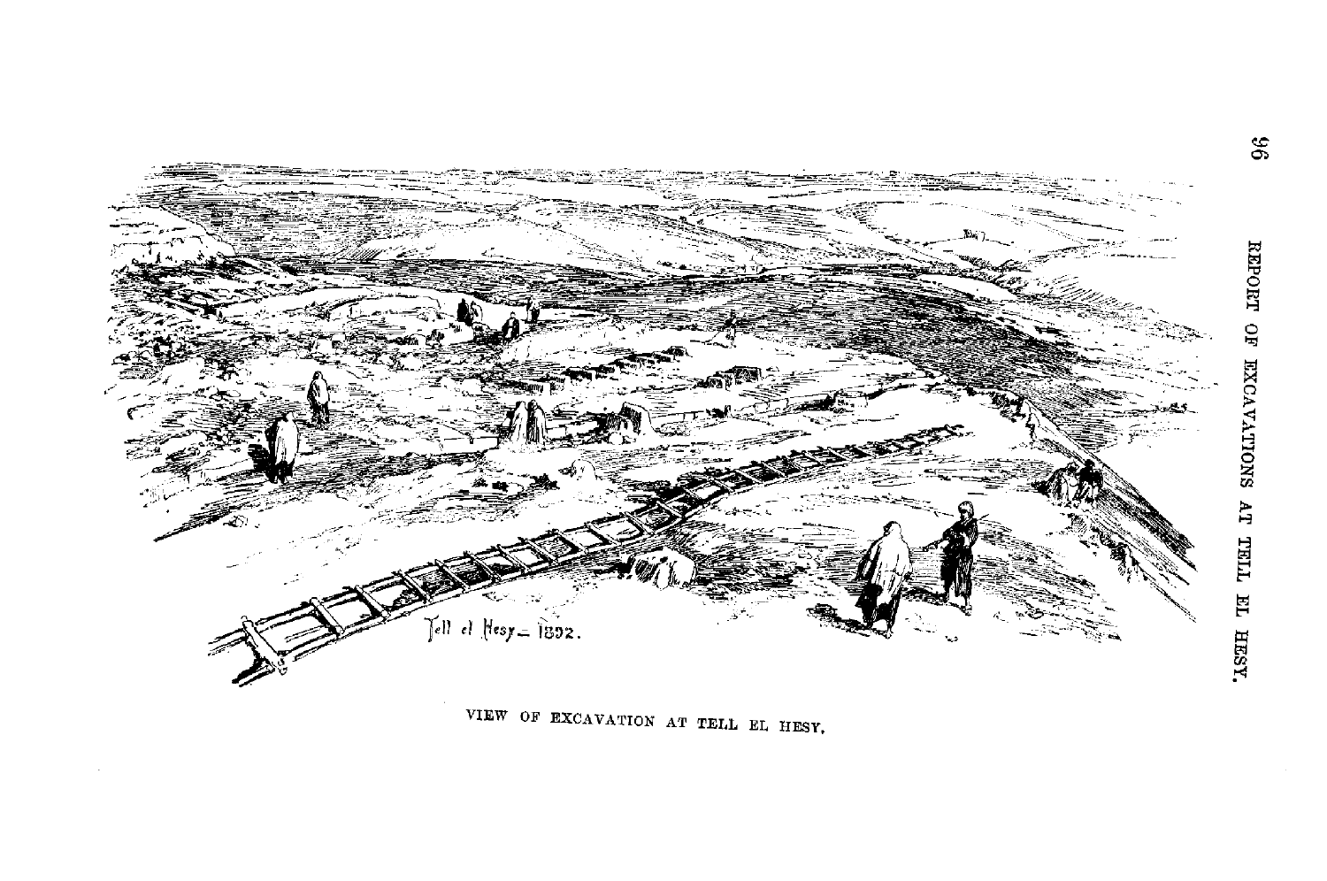Tell el Hesy — 1892.

VIEW OF EXCAVATION AT TELL EL HESY.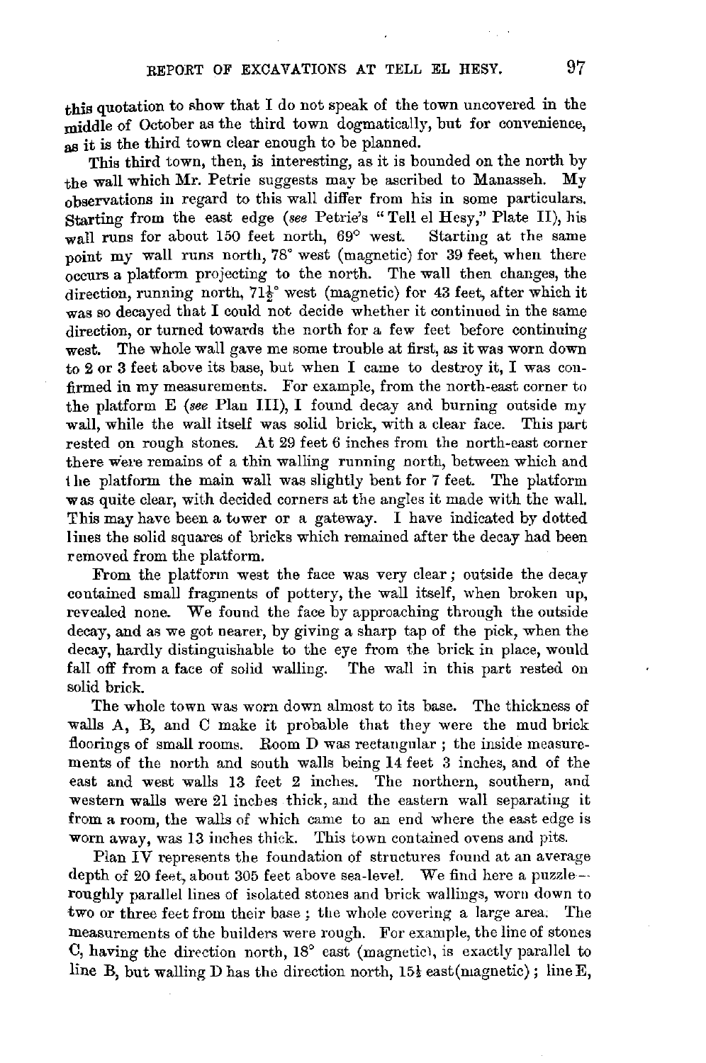this quotation to show that I do not speak of the town uncovered in the middle of October as the third town dogmatically, but for convenience, as it is the third town clear enough to be planned.

This third town, then, is interesting, as it is bounded on the north by the wall which Mr. Petrie suggests may be ascribed to Manasseh. My observations in regard to this wall differ from his in some particulars. Starting from the east edge (*see* Petrie's "Tell el Hesy," Plate II), his wall runs for about 150 feet north, 69° west. Starting at the same point my wall runs north, 78° west (magnetic) for 39 feet, when there occurs a platform projecting to the north. The wall then changes, the direction, running north, $71\frac{1}{2}$° west (magnetic) for 43 feet, after which it was so decayed that I could not decide whether it continued in the same direction, or turned towards the north for a few feet before continuing west. The whole wall gave me some trouble at first, as it was worn down to 2 or 3 feet above its base, but when I came to destroy it, I was confirmed in my measurements. For example, from the north-east corner to the platform E (*see* Plan III), I found decay and burning outside my wall, while the wall itself was solid brick, with a clear face. This part rested on rough stones. At 29 feet 6 inches from the north-east corner there were remains of a thin walling running north, between which and the platform the main wall was slightly bent for 7 feet. The platform was quite clear, with decided corners at the angles it made with the wall. This may have been a tower or a gateway. I have indicated by dotted lines the solid squares of bricks which remained after the decay had been removed from the platform.

From the platform west the face was very clear; outside the decay contained small fragments of pottery, the wall itself, when broken up, revealed none. We found the face by approaching through the outside decay, and as we got nearer, by giving a sharp tap of the pick, when the decay, hardly distinguishable to the eye from the brick in place, would fall off from a face of solid walling. The wall in this part rested on solid brick.

The whole town was worn down almost to its base. The thickness of walls A, B, and C make it probable that they were the mud brick floorings of small rooms. Room D was rectangular; the inside measurements of the north and south walls being 14 feet 3 inches, and of the east and west walls 13 feet 2 inches. The northern, southern, and western walls were 21 inches thick, and the eastern wall separating it from a room, the walls of which came to an end where the east edge is worn away, was 13 inches thick. This town contained ovens and pits.

Plan IV represents the foundation of structures found at an average depth of 20 feet, about 305 feet above sea-level. We find here a puzzle—roughly parallel lines of isolated stones and brick wallings, worn down to two or three feet from their base; the whole covering a large area. The measurements of the builders were rough. For example, the line of stones C, having the direction north, 18° east (magnetic), is exactly parallel to line B, but walling D has the direction north, $15\frac{1}{2}$ east (magnetic); line E,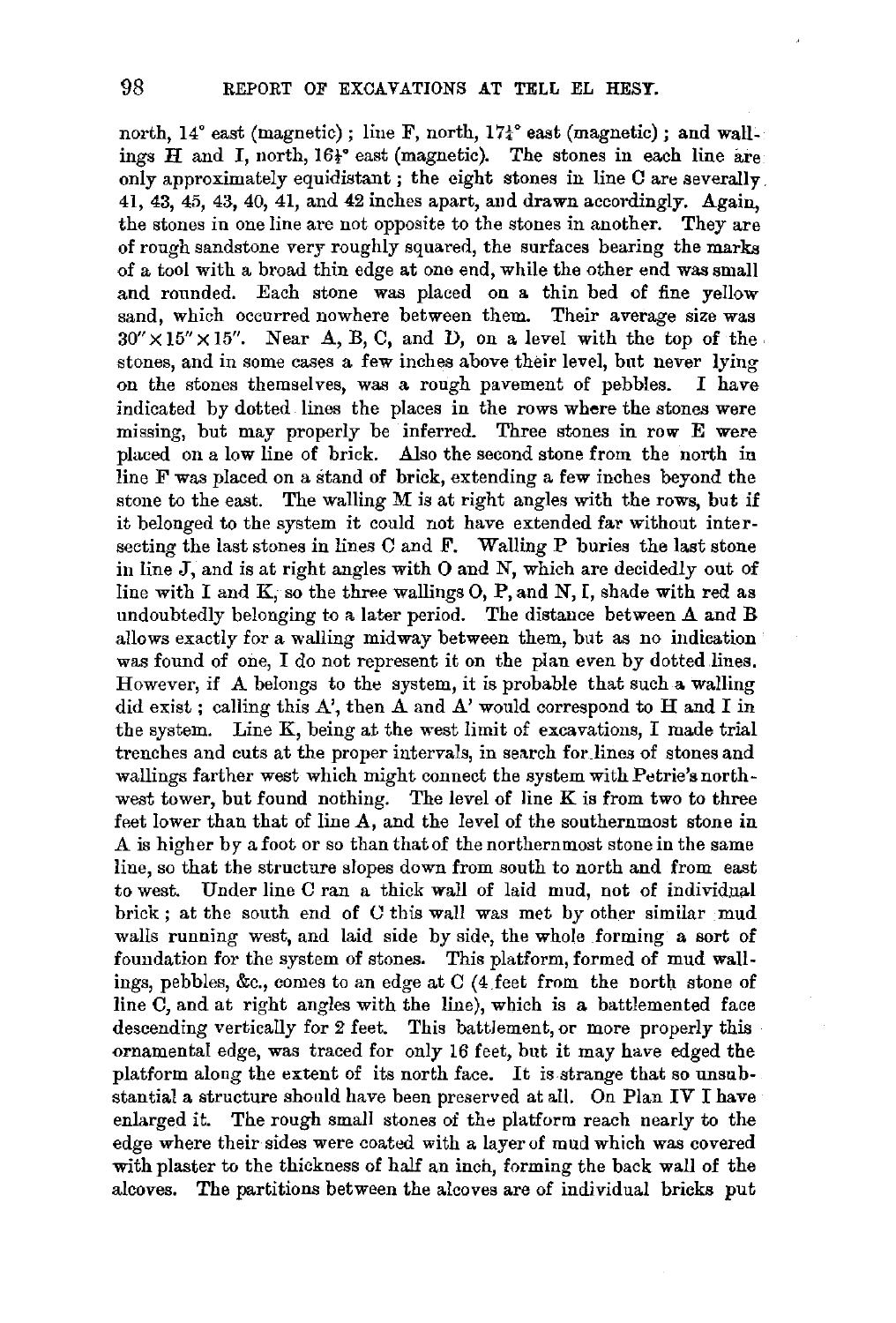north, 14° east (magnetic); line F, north, 17¼° east (magnetic); and wallings H and I, north, 16½° east (magnetic). The stones in each line are only approximately equidistant; the eight stones in line C are severally 41, 43, 45, 43, 40, 41, and 42 inches apart, and drawn accordingly. Again, the stones in one line are not opposite to the stones in another. They are of rough sandstone very roughly squared, the surfaces bearing the marks of a tool with a broad thin edge at one end, while the other end was small and rounded. Each stone was placed on a thin bed of fine yellow sand, which occurred nowhere between them. Their average size was 30″ × 15″ × 15″. Near A, B, C, and D, on a level with the top of the stones, and in some cases a few inches above their level, but never lying on the stones themselves, was a rough pavement of pebbles. I have indicated by dotted lines the places in the rows where the stones were missing, but may properly be inferred. Three stones in row E were placed on a low line of brick. Also the second stone from the north in line F was placed on a stand of brick, extending a few inches beyond the stone to the east. The walling M is at right angles with the rows, but if it belonged to the system it could not have extended far without intersecting the last stones in lines C and F. Walling P buries the last stone in line J, and is at right angles with O and N, which are decidedly out of line with I and K, so the three wallings O, P, and N, I, shade with red as undoubtedly belonging to a later period. The distance between A and B allows exactly for a walling midway between them, but as no indication was found of one, I do not represent it on the plan even by dotted lines. However, if A belongs to the system, it is probable that such a walling did exist; calling this A', then A and A' would correspond to H and I in the system. Line K, being at the west limit of excavations, I made trial trenches and cuts at the proper intervals, in search for lines of stones and wallings farther west which might connect the system with Petrie's north-west tower, but found nothing. The level of line K is from two to three feet lower than that of line A, and the level of the southernmost stone in A is higher by a foot or so than that of the northernmost stone in the same line, so that the structure slopes down from south to north and from east to west. Under line C ran a thick wall of laid mud, not of individual brick; at the south end of C this wall was met by other similar mud walls running west, and laid side by side, the whole forming a sort of foundation for the system of stones. This platform, formed of mud wallings, pebbles, &c., comes to an edge at C (4 feet from the north stone of line C, and at right angles with the line), which is a battlemented face descending vertically for 2 feet. This battlement, or more properly this ornamental edge, was traced for only 16 feet, but it may have edged the platform along the extent of its north face. It is strange that so unsubstantial a structure should have been preserved at all. On Plan IV I have enlarged it. The rough small stones of the platform reach nearly to the edge where their sides were coated with a layer of mud which was covered with plaster to the thickness of half an inch, forming the back wall of the alcoves. The partitions between the alcoves are of individual bricks put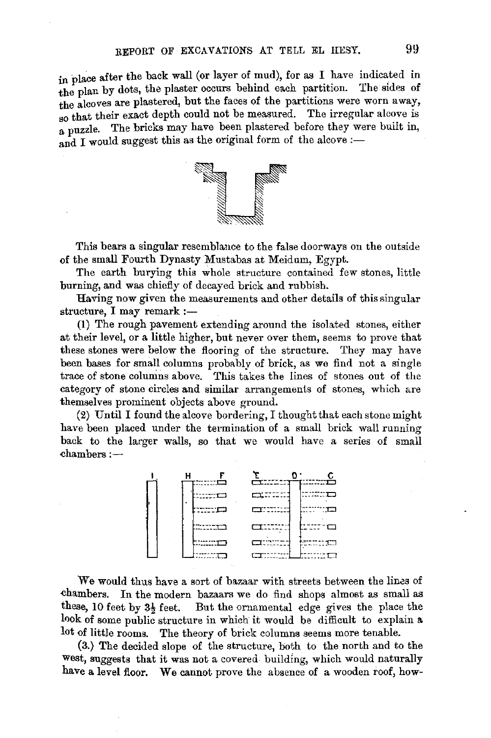in place after the back wall (or layer of mud), for as I have indicated in the plan by dots, the plaster occurs behind each partition. The sides of the alcoves are plastered, but the faces of the partitions were worn away, so that their exact depth could not be measured. The irregular alcove is a puzzle. The bricks may have been plastered before they were built in, and I would suggest this as the original form of the alcove :—

This bears a singular resemblance to the false doorways on the outside of the small Fourth Dynasty Mustabas at Meidum, Egypt.

The earth burying this whole structure contained few stones, little burning, and was chiefly of decayed brick and rubbish.

Having now given the measurements and other details of this singular structure, I may remark :—

(1) The rough pavement extending around the isolated stones, either at their level, or a little higher, but never over them, seems to prove that these stones were below the flooring of the structure. They may have been bases for small columns probably of brick, as we find not a single trace of stone columns above. This takes the lines of stones out of the category of stone circles and similar arrangements of stones, which are themselves prominent objects above ground.

(2) Until I found the alcove bordering, I thought that each stone might have been placed under the termination of a small brick wall running back to the larger walls, so that we would have a series of small chambers :—

We would thus have a sort of bazaar with streets between the lines of chambers. In the modern bazaars we do find shops almost as small as these, 10 feet by 3½ feet. But the ornamental edge gives the place the look of some public structure in which it would be difficult to explain a lot of little rooms. The theory of brick columns seems more tenable.

(3.) The decided slope of the structure, both to the north and to the west, suggests that it was not a covered building, which would naturally have a level floor. We cannot prove the absence of a wooden roof, how-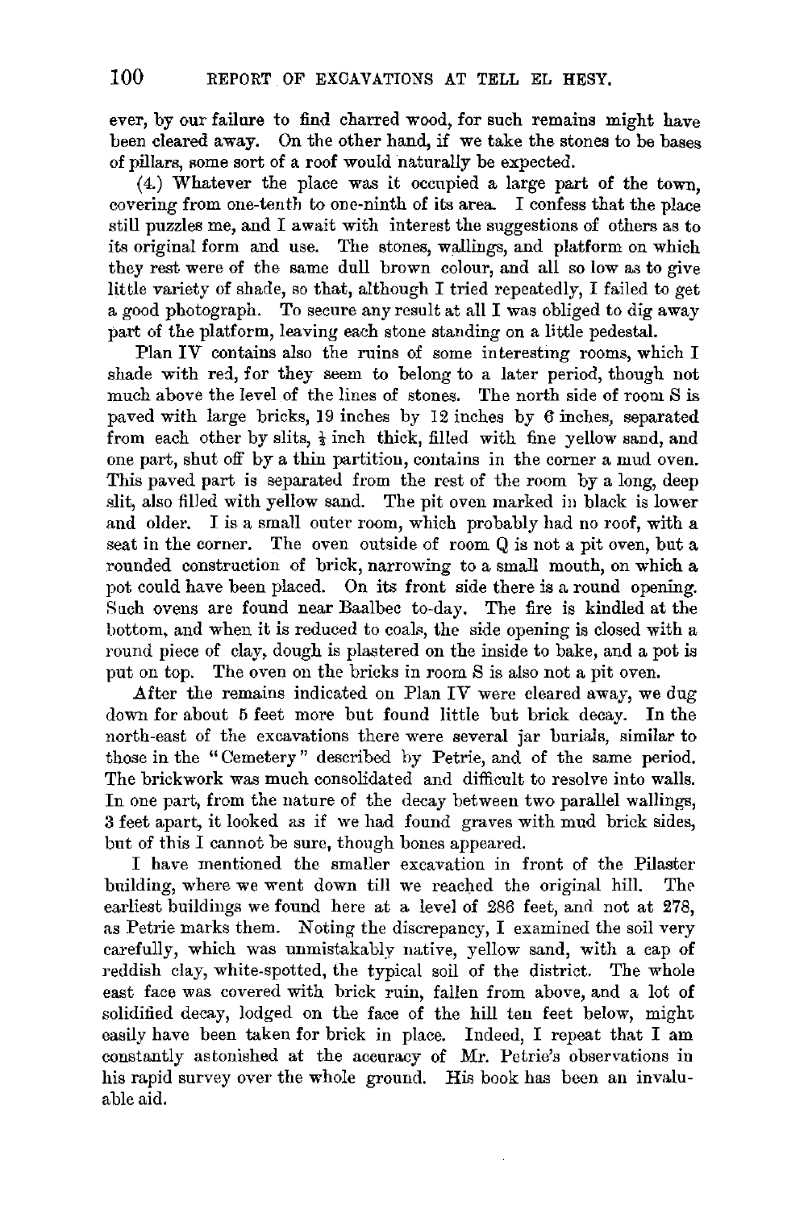ever, by our failure to find charred wood, for such remains might have been cleared away. On the other hand, if we take the stones to be bases of pillars, some sort of a roof would naturally be expected.

(4.) Whatever the place was it occupied a large part of the town, covering from one-tenth to one-ninth of its area. I confess that the place still puzzles me, and I await with interest the suggestions of others as to its original form and use. The stones, wallings, and platform on which they rest were of the same dull brown colour, and all so low as to give little variety of shade, so that, although I tried repeatedly, I failed to get a good photograph. To secure any result at all I was obliged to dig away part of the platform, leaving each stone standing on a little pedestal.

Plan IV contains also the ruins of some interesting rooms, which I shade with red, for they seem to belong to a later period, though not much above the level of the lines of stones. The north side of room S is paved with large bricks, 19 inches by 12 inches by 6 inches, separated from each other by slits, ½ inch thick, filled with fine yellow sand, and one part, shut off by a thin partition, contains in the corner a mud oven. This paved part is separated from the rest of the room by a long, deep slit, also filled with yellow sand. The pit oven marked in black is lower and older. I is a small outer room, which probably had no roof, with a seat in the corner. The oven outside of room Q is not a pit oven, but a rounded construction of brick, narrowing to a small mouth, on which a pot could have been placed. On its front side there is a round opening. Such ovens are found near Baalbec to-day. The fire is kindled at the bottom, and when it is reduced to coals, the side opening is closed with a round piece of clay, dough is plastered on the inside to bake, and a pot is put on top. The oven on the bricks in room S is also not a pit oven.

After the remains indicated on Plan IV were cleared away, we dug down for about 5 feet more but found little but brick decay. In the north-east of the excavations there were several jar burials, similar to those in the "Cemetery" described by Petrie, and of the same period. The brickwork was much consolidated and difficult to resolve into walls. In one part, from the nature of the decay between two parallel wallings, 3 feet apart, it looked as if we had found graves with mud brick sides, but of this I cannot be sure, though bones appeared.

I have mentioned the smaller excavation in front of the Pilaster building, where we went down till we reached the original hill. The earliest buildings we found here at a level of 286 feet, and not at 278, as Petrie marks them. Noting the discrepancy, I examined the soil very carefully, which was unmistakably native, yellow sand, with a cap of reddish clay, white-spotted, the typical soil of the district. The whole east face was covered with brick ruin, fallen from above, and a lot of solidified decay, lodged on the face of the hill ten feet below, might easily have been taken for brick in place. Indeed, I repeat that I am constantly astonished at the accuracy of Mr. Petrie's observations in his rapid survey over the whole ground. His book has been an invaluable aid.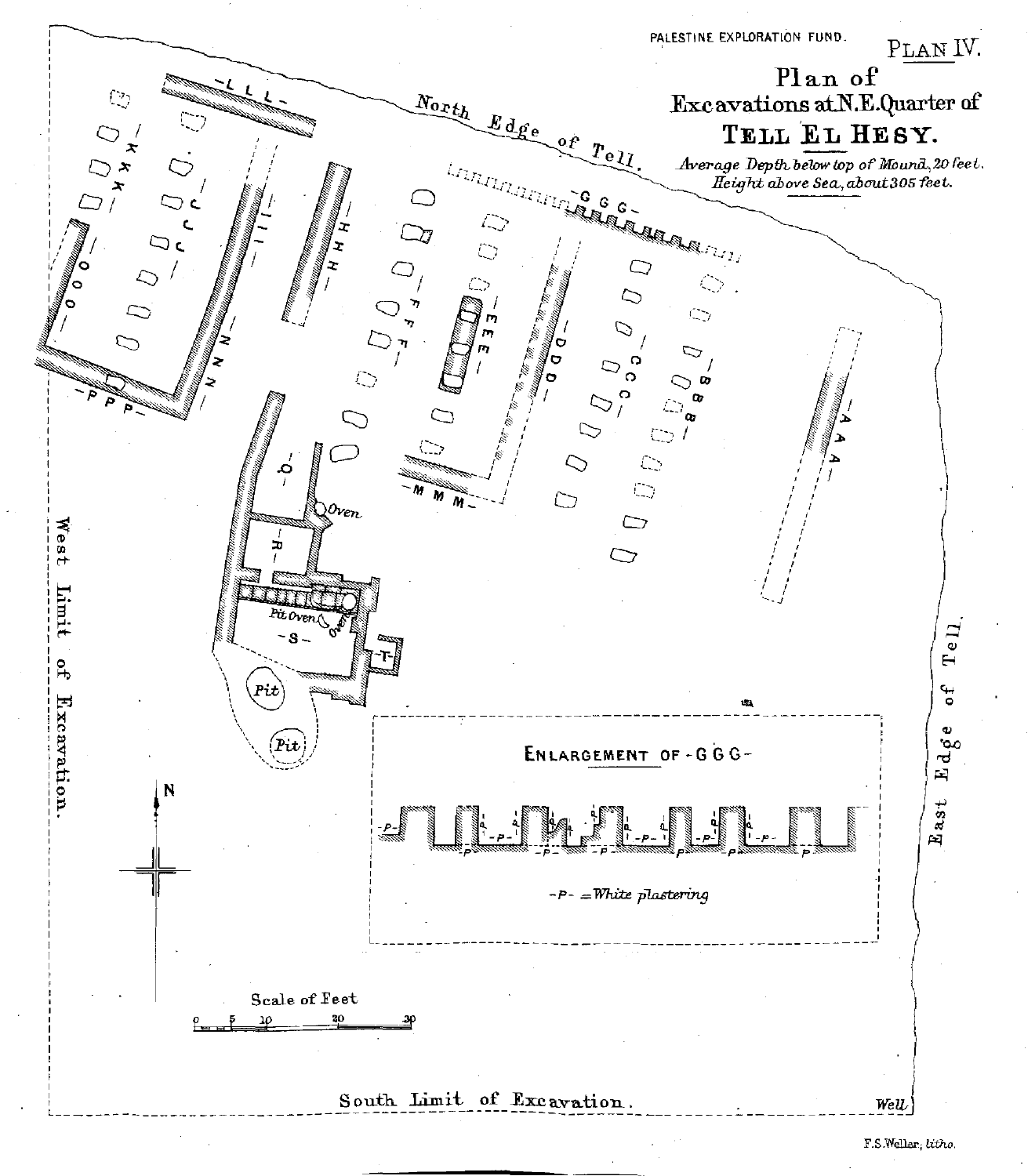PALESTINE EXPLORATION FUND.

PLAN IV.

# Plan of Excavations at N.E. Quarter of TELL EL HESY.

*Average Depth below top of Mound, 20 feet.*
*Height above Sea, about 305 feet.*

North Edge of Tell.

East Edge of Tell.

West Limit of Excavation.

South Limit of Excavation.

-L L L- -K K K- -J J J- -I I I- -H H H- -G G G- -F F F- -E E E- -D D D- -C C C- -B B B- -A A A- -O O O- -N N N- -P P P- -M M M- -Q- -R- -S- -T-

Oven

Pit Oven

Oven

Pit

Pit

Well

N

Scale of Feet

0 5 10 20 30

ENLARGEMENT OF -G G G-

-P- = *White plastering*

F.S. Weller, *litho.*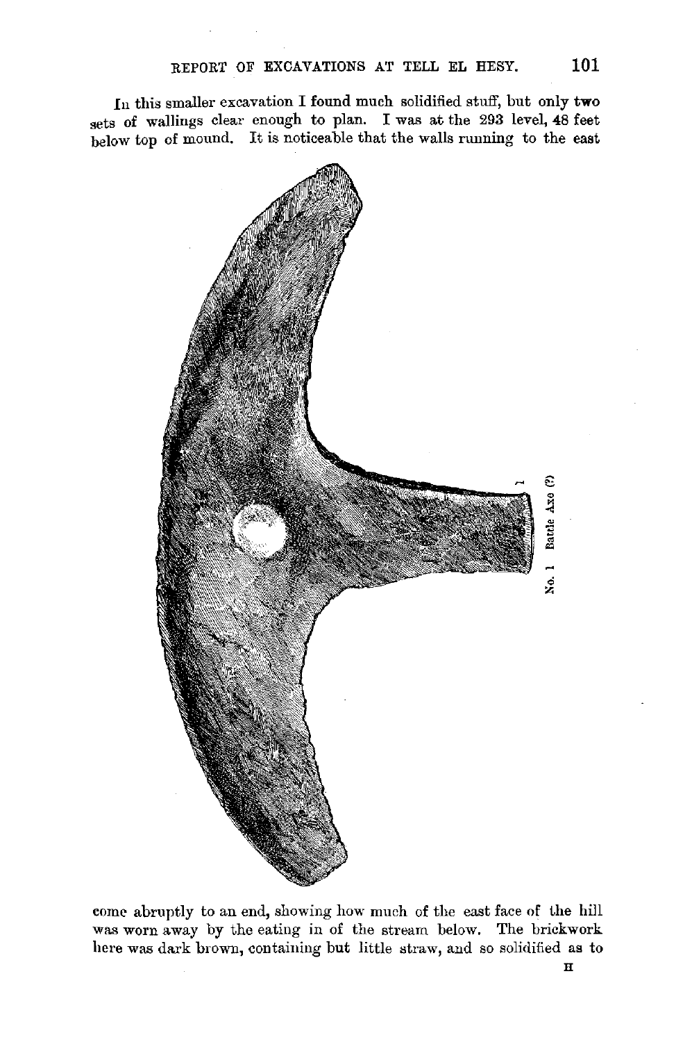In this smaller excavation I found much solidified stuff, but only two sets of wallings clear enough to plan. I was at the 293 level, 48 feet below top of mound. It is noticeable that the walls running to the east

No. 1 Battle Axe (?)

come abruptly to an end, showing how much of the east face of the hill was worn away by the eating in of the stream below. The brickwork here was dark brown, containing but little straw, and so solidified as to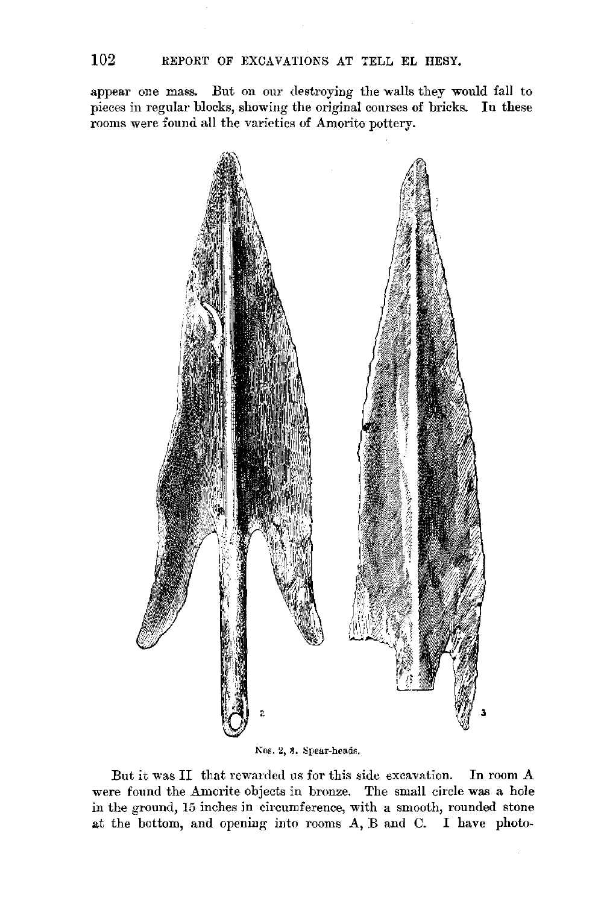appear one mass. But on our destroying the walls they would fall to pieces in regular blocks, showing the original courses of bricks. In these rooms were found all the varieties of Amorite pottery.

Nos. 2, 3. Spear-heads.

But it was II that rewarded us for this side excavation. In room A were found the Amorite objects in bronze. The small circle was a hole in the ground, 15 inches in circumference, with a smooth, rounded stone at the bottom, and opening into rooms A, B and C. I have photo-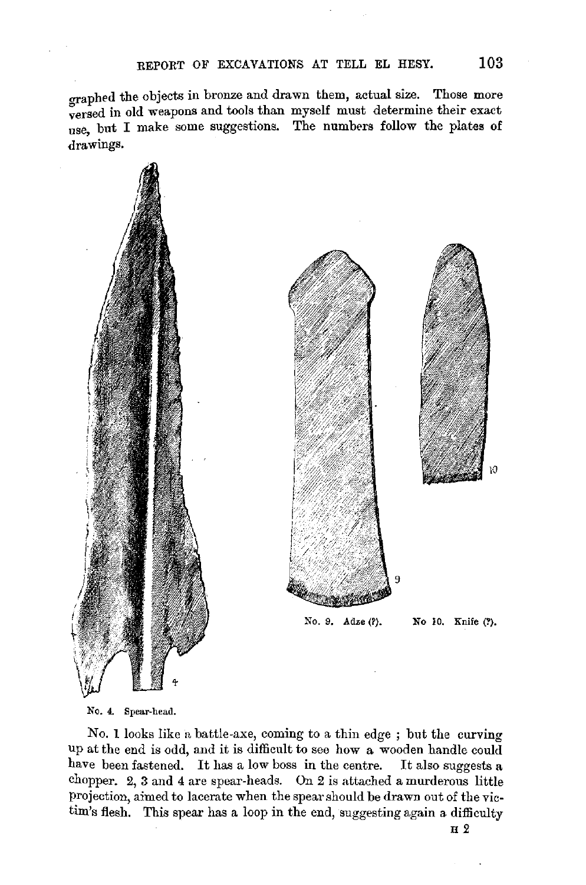graphed the objects in bronze and drawn them, actual size. Those more versed in old weapons and tools than myself must determine their exact use, but I make some suggestions. The numbers follow the plates of drawings.

No. 9. Adze (?). No 10. Knife (?).

No. 4. Spear-head.

No. 1 looks like a battle-axe, coming to a thin edge ; but the curving up at the end is odd, and it is difficult to see how a wooden handle could have been fastened. It has a low boss in the centre. It also suggests a chopper. 2, 3 and 4 are spear-heads. On 2 is attached a murderous little projection, aimed to lacerate when the spear should be drawn out of the victim's flesh. This spear has a loop in the end, suggesting again a difficulty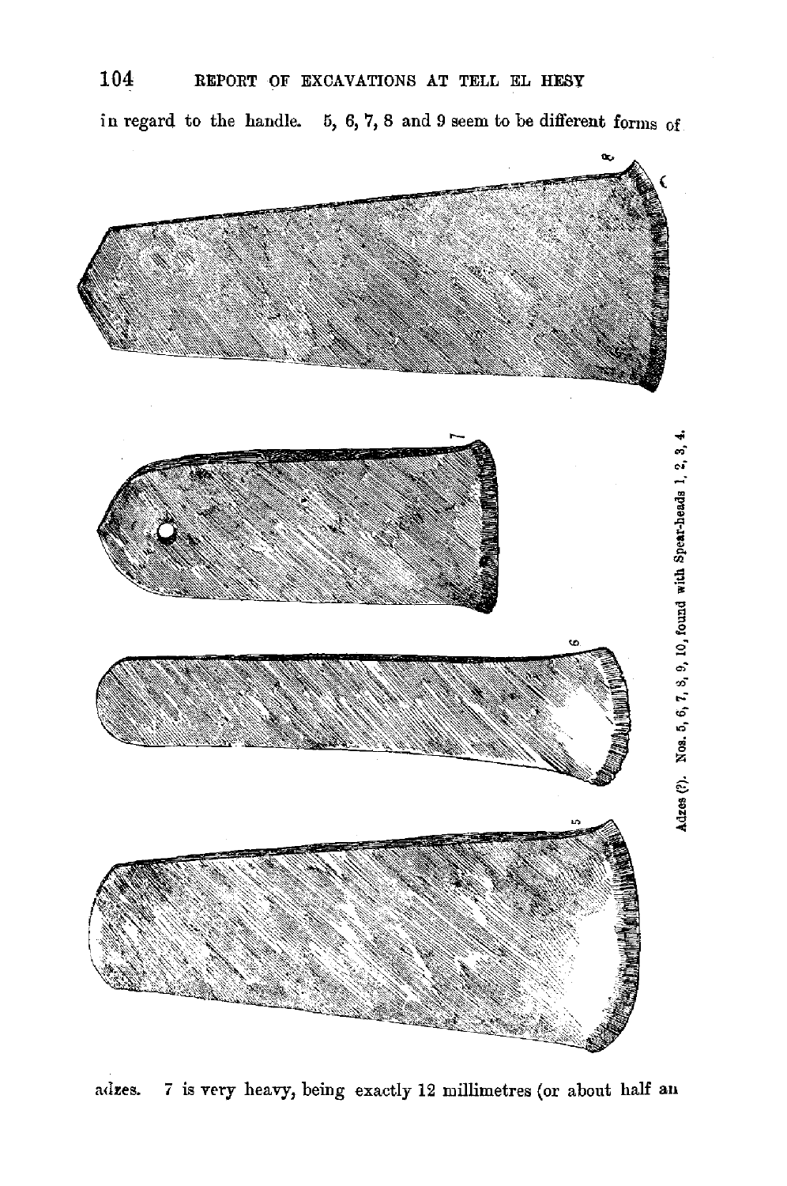in regard to the handle. 5, 6, 7, 8 and 9 seem to be different forms of

Adzes (?). Nos. 5, 6, 7, 8, 9, 10, found with Spear-heads 1, 2, 3, 4.

adzes. 7 is very heavy, being exactly 12 millimetres (or about half an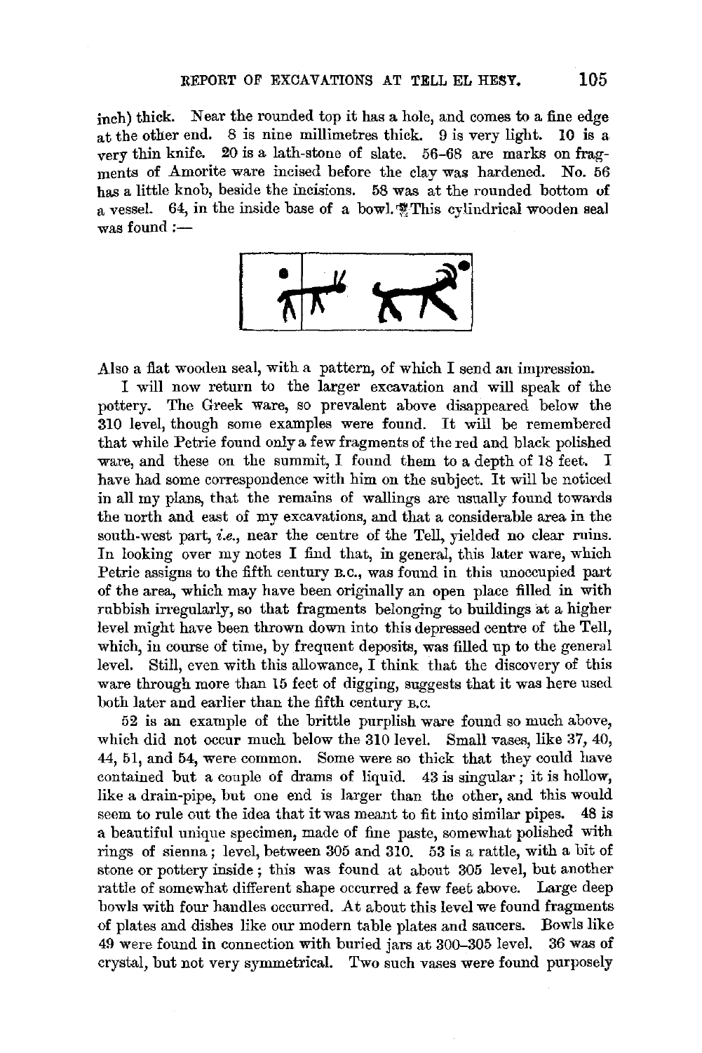inch) thick. Near the rounded top it has a hole, and comes to a fine edge at the other end. 8 is nine millimetres thick. 9 is very light. 10 is a very thin knife. 20 is a lath-stone of slate. 56–68 are marks on fragments of Amorite ware incised before the clay was hardened. No. 56 has a little knob, beside the incisions. 58 was at the rounded bottom of a vessel. 64, in the inside base of a bowl. This cylindrical wooden seal was found :—

Also a flat wooden seal, with a pattern, of which I send an impression.

I will now return to the larger excavation and will speak of the pottery. The Greek ware, so prevalent above disappeared below the 310 level, though some examples were found. It will be remembered that while Petrie found only a few fragments of the red and black polished ware, and these on the summit, I found them to a depth of 18 feet. I have had some correspondence with him on the subject. It will be noticed in all my plans, that the remains of wallings are usually found towards the north and east of my excavations, and that a considerable area in the south-west part, *i.e.*, near the centre of the Tell, yielded no clear ruins. In looking over my notes I find that, in general, this later ware, which Petrie assigns to the fifth century B.C., was found in this unoccupied part of the area, which may have been originally an open place filled in with rubbish irregularly, so that fragments belonging to buildings at a higher level might have been thrown down into this depressed centre of the Tell, which, in course of time, by frequent deposits, was filled up to the general level. Still, even with this allowance, I think that the discovery of this ware through more than 15 feet of digging, suggests that it was here used both later and earlier than the fifth century B.C.

52 is an example of the brittle purplish ware found so much above, which did not occur much below the 310 level. Small vases, like 37, 40, 44, 51, and 54, were common. Some were so thick that they could have contained but a couple of drams of liquid. 43 is singular; it is hollow, like a drain-pipe, but one end is larger than the other, and this would seem to rule out the idea that it was meant to fit into similar pipes. 48 is a beautiful unique specimen, made of fine paste, somewhat polished with rings of sienna; level, between 305 and 310. 53 is a rattle, with a bit of stone or pottery inside; this was found at about 305 level, but another rattle of somewhat different shape occurred a few feet above. Large deep bowls with four handles occurred. At about this level we found fragments of plates and dishes like our modern table plates and saucers. Bowls like 49 were found in connection with buried jars at 300–305 level. 36 was of crystal, but not very symmetrical. Two such vases were found purposely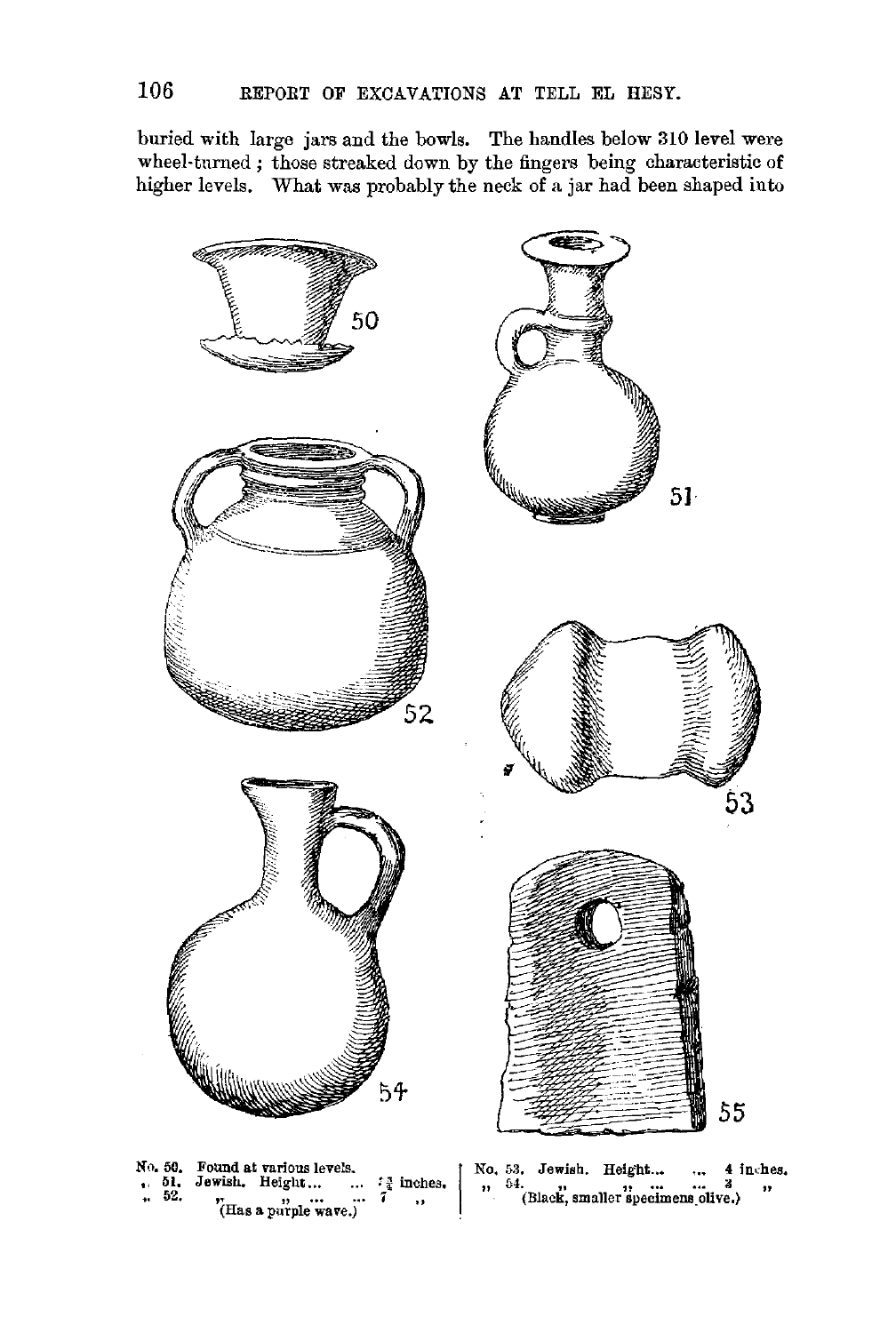buried with large jars and the bowls. The handles below 310 level were wheel-turned; those streaked down by the fingers being characteristic of higher levels. What was probably the neck of a jar had been shaped into

No. 50. Found at various levels.
,, 51. Jewish. Height ... ... $7\frac{3}{4}$ inches.
,, 52. ,, ,, ... ... 7 ,,
(Has a purple wave.)

No. 53. Jewish. Height... ... 4 inches.
,, 54. ,, ,, ... ... 3 ,,
(Black, smaller specimens olive.)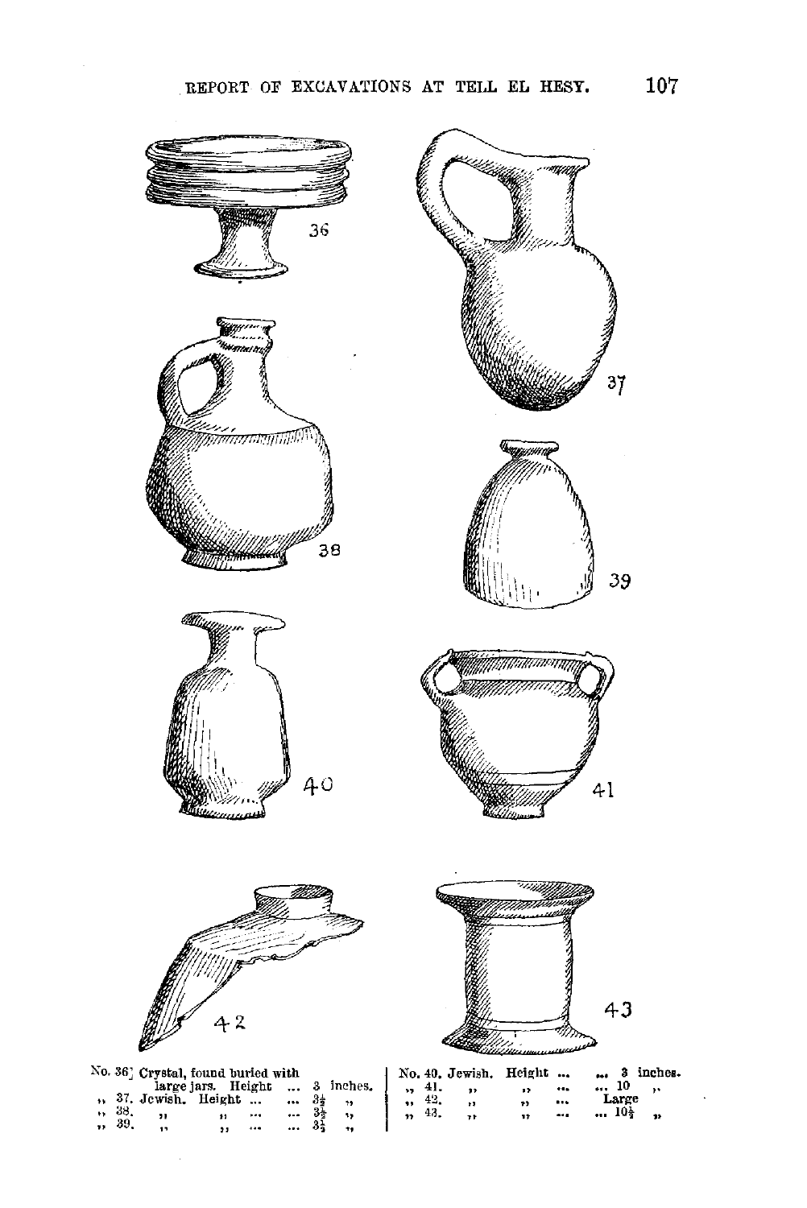No. 36. Crystal, found buried with large jars. Height ... 3 inches.
,, 37. Jewish. Height ... ... $3\frac{1}{2}$ ,,
,, 38. ,, ,, ... ... $3\frac{1}{2}$ ,,
,, 39. ,, ,, ... ... $3\frac{1}{2}$ ,,

No. 40. Jewish. Height ... ... 3 inches.
,, 41. ,, ,, ... ... 10 ,,
,, 42. ,, ,, ... Large
,, 43. ,, ,, ... ... $10\frac{1}{2}$ ,,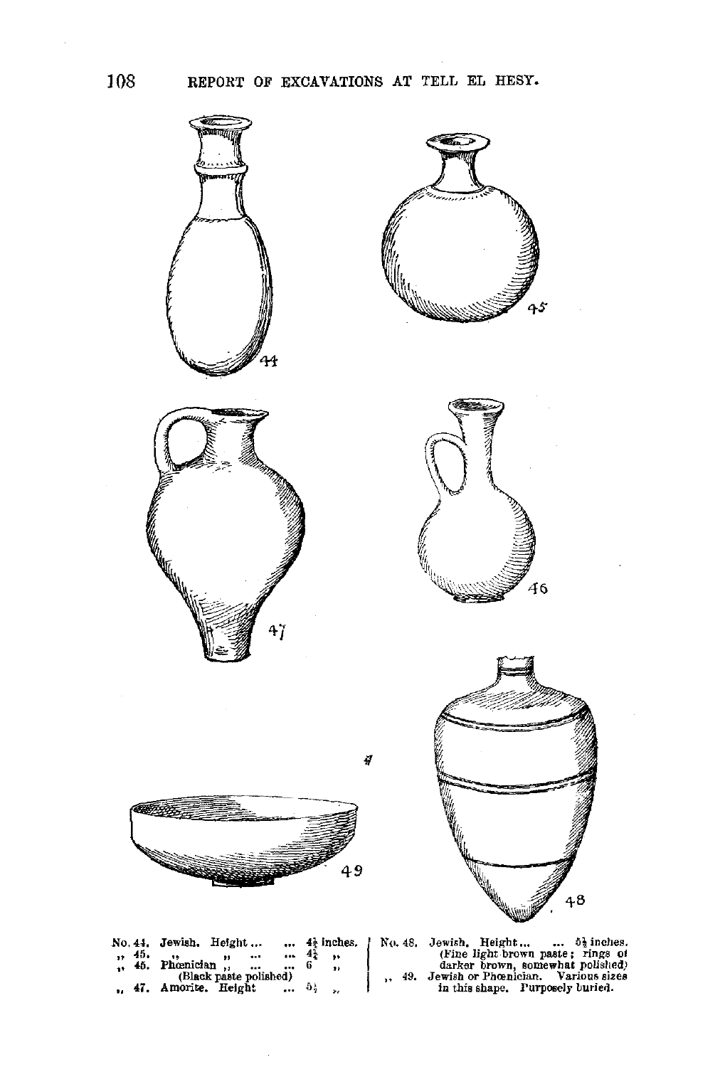No. 44. Jewish. Height ... ... $4\frac{1}{2}$ inches.
,, 45. ,, ,, ... ... $4\frac{3}{4}$ ,,
,, 46. Phœnician ,, ... ... 6 ,,
(Black paste polished)
,, 47. Amorite. Height ... $5\frac{1}{2}$ ,,

No. 48. Jewish. Height... ... $5\frac{1}{2}$ inches.
(Fine light brown paste; rings of darker brown, somewhat polished)
,, 49. Jewish or Phœnician. Various sizes in this shape. Purposely buried.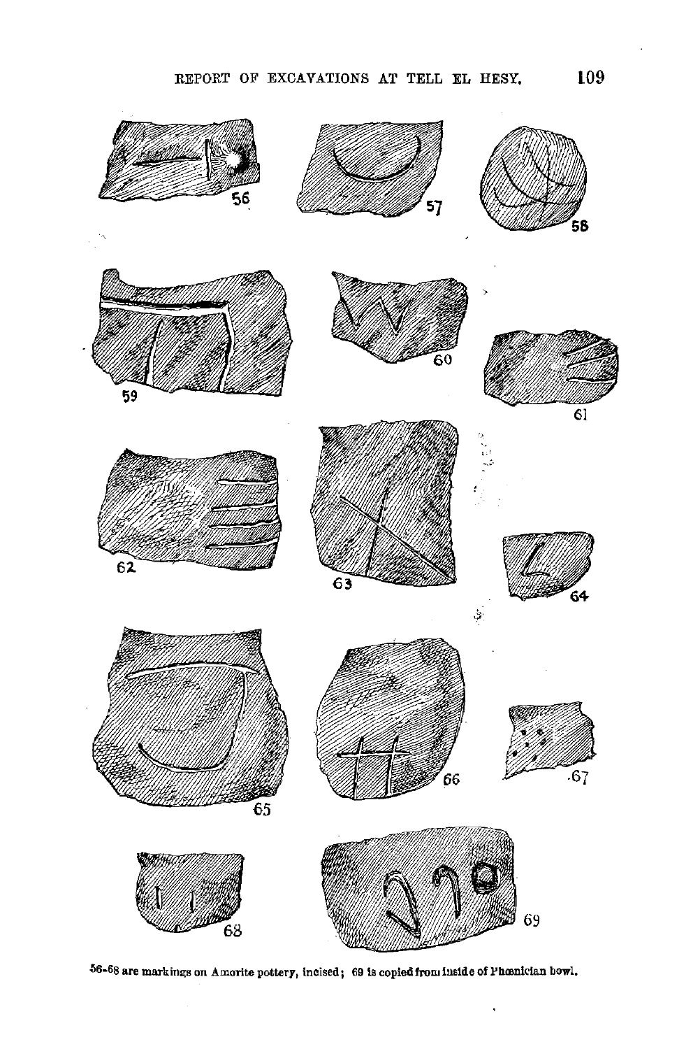56-68 are markings on Amorite pottery, incised; 69 is copied from inside of Phœnician bowl.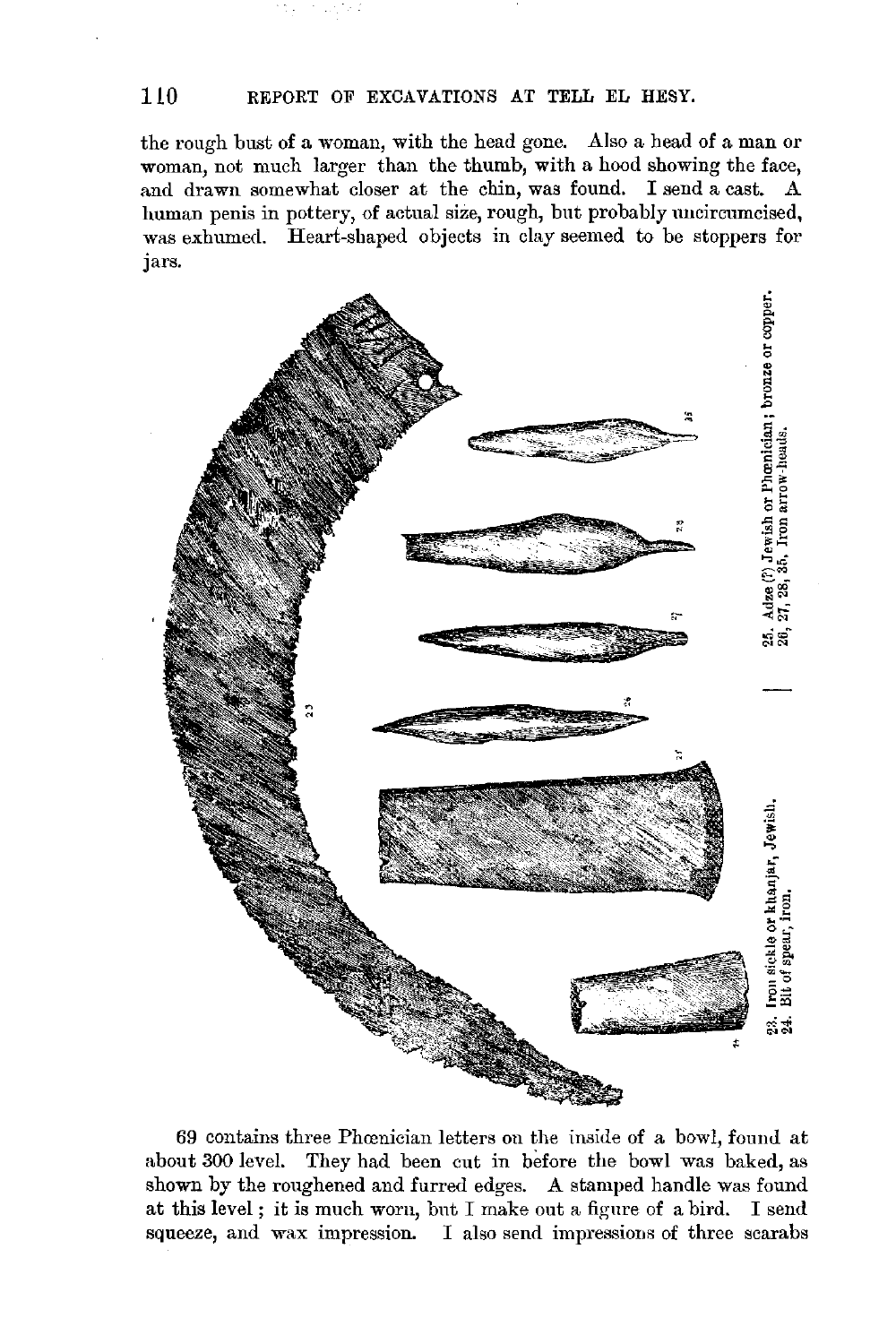the rough bust of a woman, with the head gone. Also a head of a man or woman, not much larger than the thumb, with a hood showing the face, and drawn somewhat closer at the chin, was found. I send a cast. A human penis in pottery, of actual size, rough, but probably uncircumcised, was exhumed. Heart-shaped objects in clay seemed to be stoppers for jars.

23. Iron sickle or khanjar, Jewish.
24. Bit of spear, iron.

25. Adze (?) Jewish or Phœnician; bronze or copper.
26, 27, 28, 35, Iron arrow-heads.

69 contains three Phœnician letters on the inside of a bowl, found at about 300 level. They had been cut in before the bowl was baked, as shown by the roughened and furred edges. A stamped handle was found at this level; it is much worn, but I make out a figure of a bird. I send squeeze, and wax impression. I also send impressions of three scarabs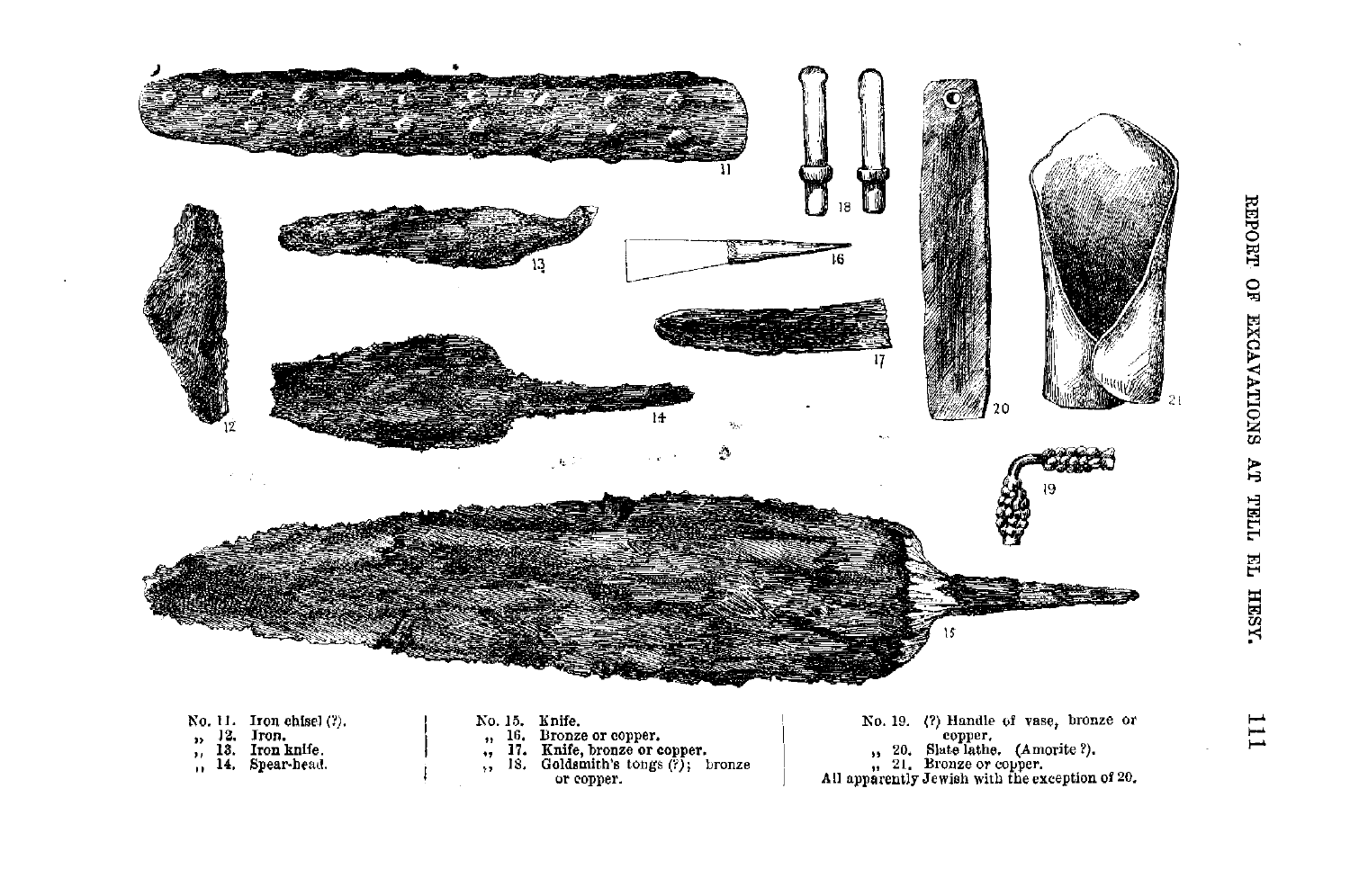No. 11. Iron chisel (?).
,, 12. Iron.
,, 13. Iron knife.
,, 14. Spear-head.

No. 15. Knife.
,, 16. Bronze or copper.
,, 17. Knife, bronze or copper.
,, 18. Goldsmith's tongs (?); bronze or copper.

No. 19. (?) Handle of vase, bronze or copper.
,, 20. Slate lathe. (Amorite ?).
,, 21. Bronze or copper.
All apparently Jewish with the exception of 20.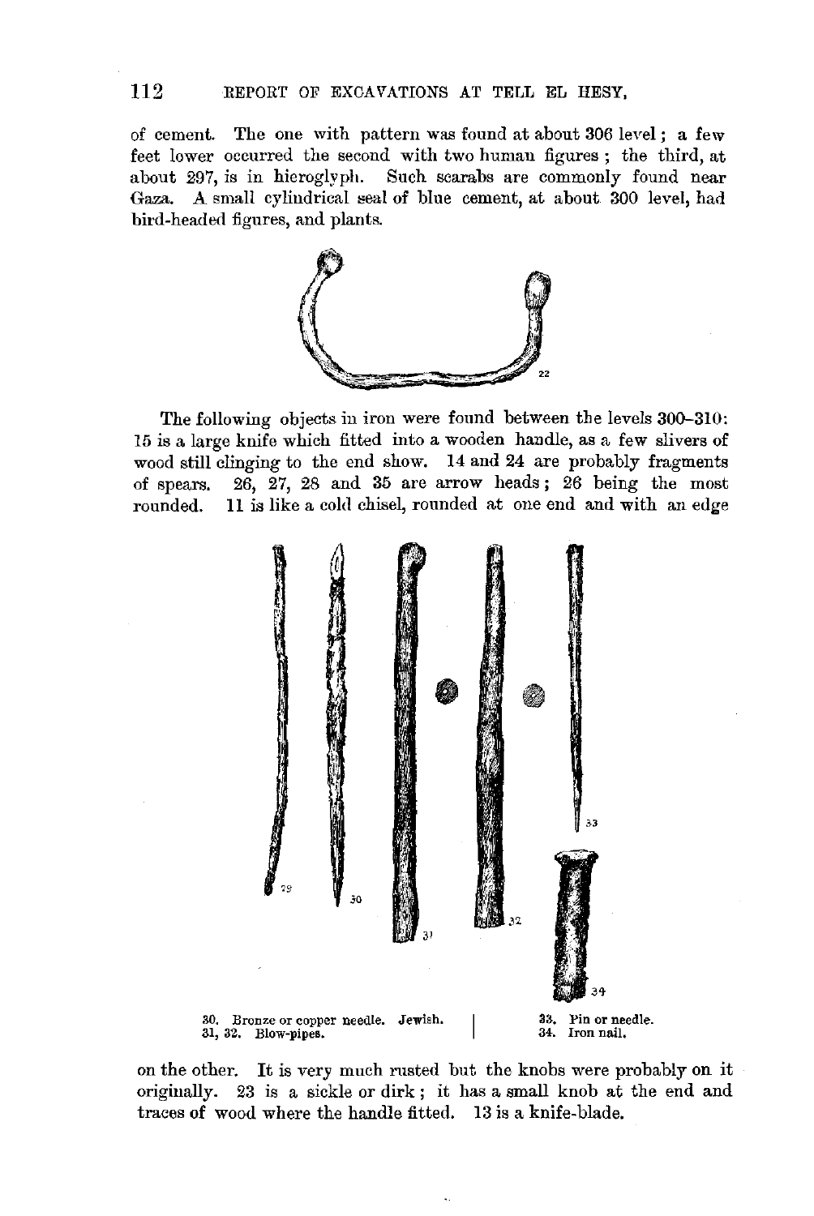of cement. The one with pattern was found at about 306 level; a few feet lower occurred the second with two human figures; the third, at about 297, is in hieroglyph. Such scarabs are commonly found near Gaza. A small cylindrical seal of blue cement, at about 300 level, had bird-headed figures, and plants.

The following objects in iron were found between the levels 300–310: 15 is a large knife which fitted into a wooden handle, as a few slivers of wood still clinging to the end show. 14 and 24 are probably fragments of spears. 26, 27, 28 and 35 are arrow heads; 26 being the most rounded. 11 is like a cold chisel, rounded at one end and with an edge

30. Bronze or copper needle. Jewish.
31, 32. Blow-pipes.

33. Pin or needle.
34. Iron nail.

on the other. It is very much rusted but the knobs were probably on it originally. 23 is a sickle or dirk; it has a small knob at the end and traces of wood where the handle fitted. 13 is a knife-blade.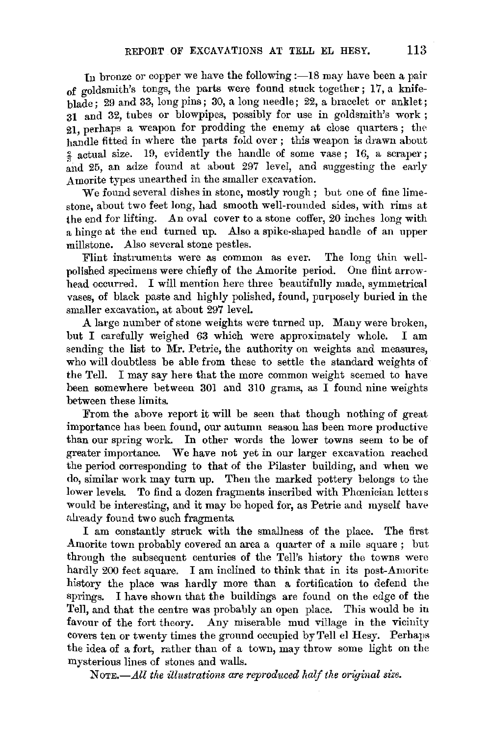In bronze or copper we have the following :—18 may have been a pair of goldsmith's tongs, the parts were found stuck together; 17, a knife-blade; 29 and 33, long pins; 30, a long needle; 22, a bracelet or anklet; 31 and 32, tubes or blowpipes, possibly for use in goldsmith's work; 21, perhaps a weapon for prodding the enemy at close quarters; the handle fitted in where the parts fold over; this weapon is drawn about $\frac{2}{3}$ actual size. 19, evidently the handle of some vase; 16, a scraper; and 25, an adze found at about 297 level, and suggesting the early Amorite types unearthed in the smaller excavation.

We found several dishes in stone, mostly rough; but one of fine limestone, about two feet long, had smooth well-rounded sides, with rims at the end for lifting. An oval cover to a stone coffer, 20 inches long with a hinge at the end turned up. Also a spike-shaped handle of an upper millstone. Also several stone pestles.

Flint instruments were as common as ever. The long thin well-polished specimens were chiefly of the Amorite period. One flint arrow-head occurred. I will mention here three beautifully made, symmetrical vases, of black paste and highly polished, found, purposely buried in the smaller excavation, at about 297 level.

A large number of stone weights were turned up. Many were broken, but I carefully weighed 63 which were approximately whole. I am sending the list to Mr. Petrie, the authority on weights and measures, who will doubtless be able from these to settle the standard weights of the Tell. I may say here that the more common weight seemed to have been somewhere between 301 and 310 grams, as I found nine weights between these limits.

From the above report it will be seen that though nothing of great importance has been found, our autumn season has been more productive than our spring work. In other words the lower towns seem to be of greater importance. We have not yet in our larger excavation reached the period corresponding to that of the Pilaster building, and when we do, similar work may turn up. Then the marked pottery belongs to the lower levels. To find a dozen fragments inscribed with Phœnician letters would be interesting, and it may be hoped for, as Petrie and myself have already found two such fragments.

I am constantly struck with the smallness of the place. The first Amorite town probably covered an area a quarter of a mile square; but through the subsequent centuries of the Tell's history the towns were hardly 200 feet square. I am inclined to think that in its post-Amorite history the place was hardly more than a fortification to defend the springs. I have shown that the buildings are found on the edge of the Tell, and that the centre was probably an open place. This would be in favour of the fort theory. Any miserable mud village in the vicinity covers ten or twenty times the ground occupied by Tell el Hesy. Perhaps the idea of a fort, rather than of a town, may throw some light on the mysterious lines of stones and walls.

NOTE.—*All the illustrations are reproduced half the original size.*